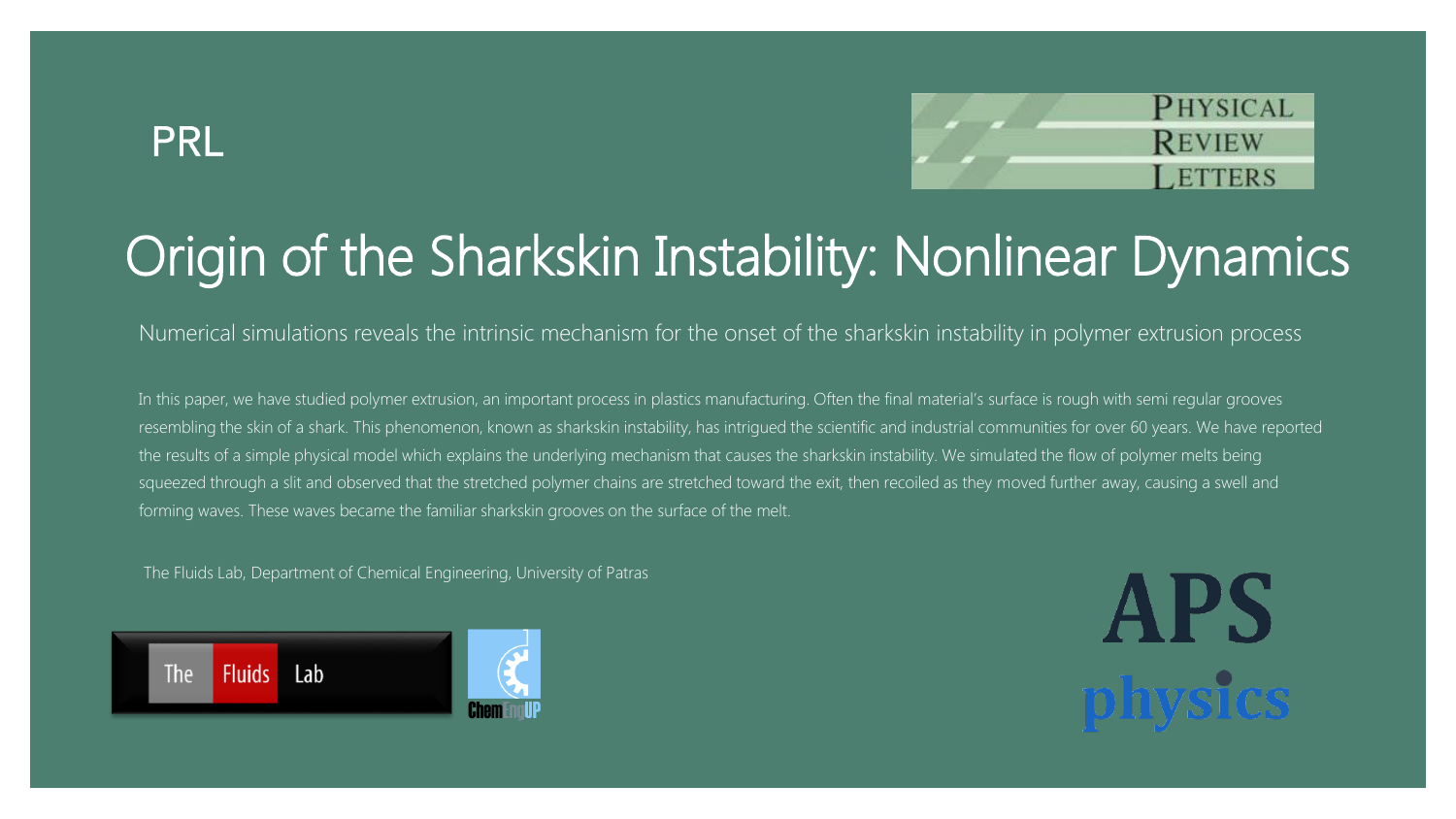PRL

PHYSICAL REVIEW LETTERS

# Origin of the Sharkskin Instability: Nonlinear Dynamics

Numerical simulations reveals the intrinsic mechanism for the onset of the sharkskin instability in polymer extrusion process

In this paper, we have studied polymer extrusion, an important process in plastics manufacturing. Often the final material's surface is rough with semi regular grooves resembling the skin of a shark. This phenomenon, known as sharkskin instability, has intrigued the scientific and industrial communities for over 60 years. We have reported the results of a simple physical model which explains the underlying mechanism that causes the sharkskin instability. We simulated the flow of polymer melts being squeezed through a slit and observed that the stretched polymer chains are stretched toward the exit, then recoiled as they moved further away, causing a swell and forming waves. These waves became the familiar sharkskin grooves on the surface of the melt.

The Fluids Lab, Department of Chemical Engineering, University of Patras

The Fluids Lab

ChemEngUP

APS physics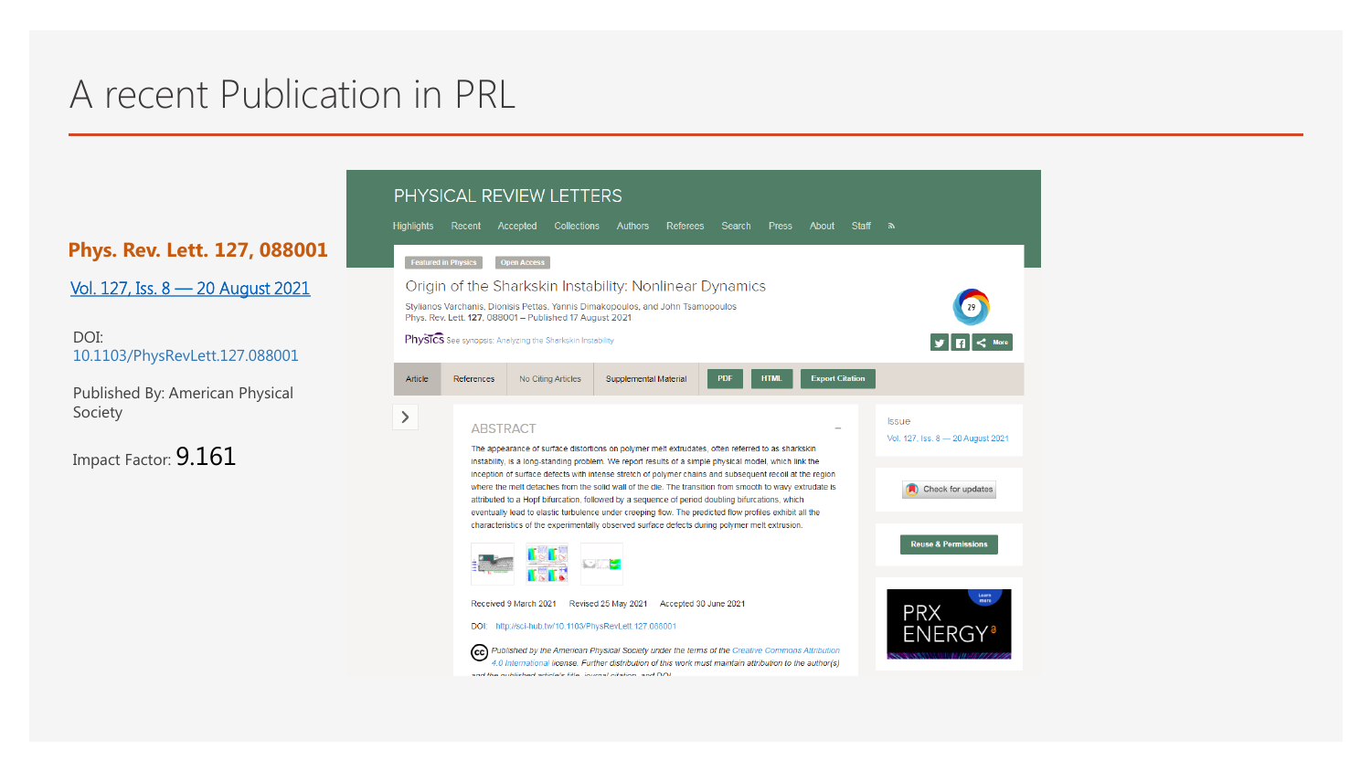# A recent Publication in PRL

**Phys. Rev. Lett. 127, 088001**

Vol. 127, Iss. 8 — 20 August 2021

DOI: 10.1103/PhysRevLett.127.088001

Published By: American Physical Society

Impact Factor: 9.161

PHYSICAL REVIEW LETTERS

Highlights Recent Accepted Collections Authors Referees Search Press About Staff

Featured in Physics Open Access

## Origin of the Sharkskin Instability: Nonlinear Dynamics

Stylianos Varchanis, Dionisis Pettas, Yannis Dimakopoulos, and John Tsamopoulos
Phys. Rev. Lett. **127**, 088001 – Published 17 August 2021

Physics See synopsis: Analyzing the Sharkskin Instability

Article | References | No Citing Articles | Supplemental Material | PDF | HTML | Export Citation

### ABSTRACT

The appearance of surface distortions on polymer melt extrudates, often referred to as sharkskin instability, is a long-standing problem. We report results of a simple physical model, which link the inception of surface defects with intense stretch of polymer chains and subsequent recoil at the region where the melt detaches from the solid wall of the die. The transition from smooth to wavy extrudate is attributed to a Hopf bifurcation, followed by a sequence of period doubling bifurcations, which eventually lead to elastic turbulence under creeping flow. The predicted flow profiles exhibit all the characteristics of the experimentally observed surface defects during polymer melt extrusion.

Received 9 March 2021 Revised 25 May 2021 Accepted 30 June 2021

DOI: http://sci-hub.tw/10.1103/PhysRevLett.127.088001

Published by the American Physical Society under the terms of the Creative Commons Attribution 4.0 International license. Further distribution of this work must maintain attribution to the author(s) and the published article's title, journal citation, and DOI.

Issue
Vol. 127, Iss. 8 — 20 August 2021

Check for updates

Reuse & Permissions

PRX ENERGY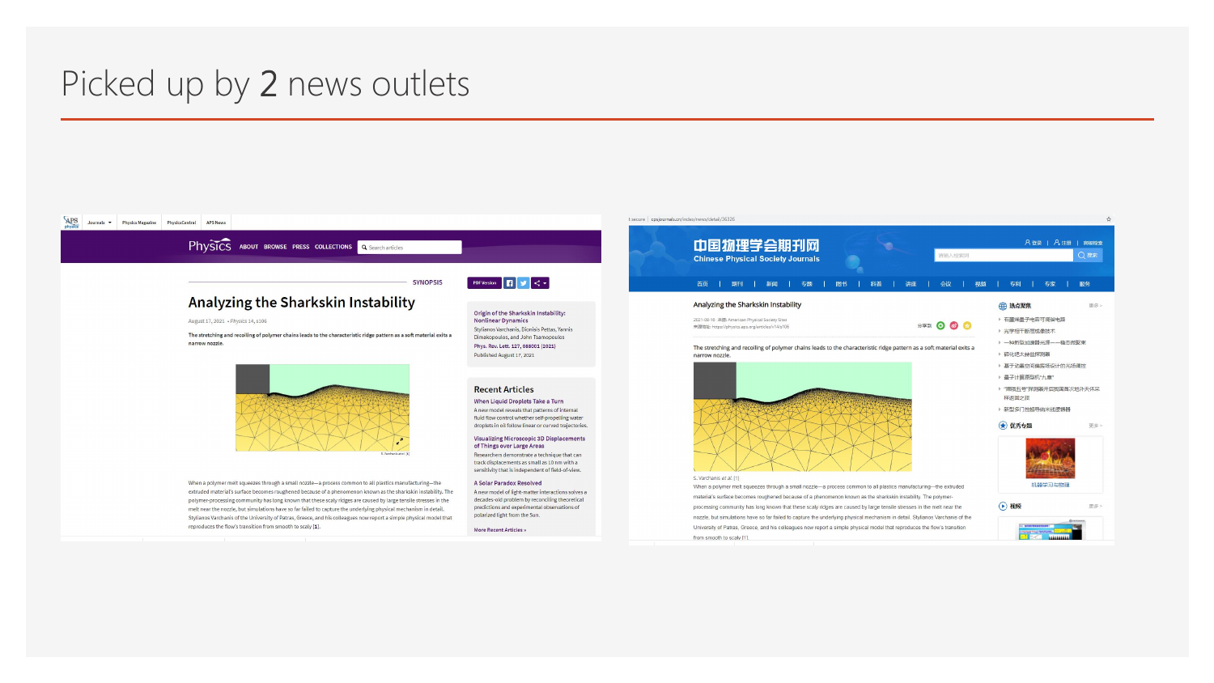# Picked up by 2 news outlets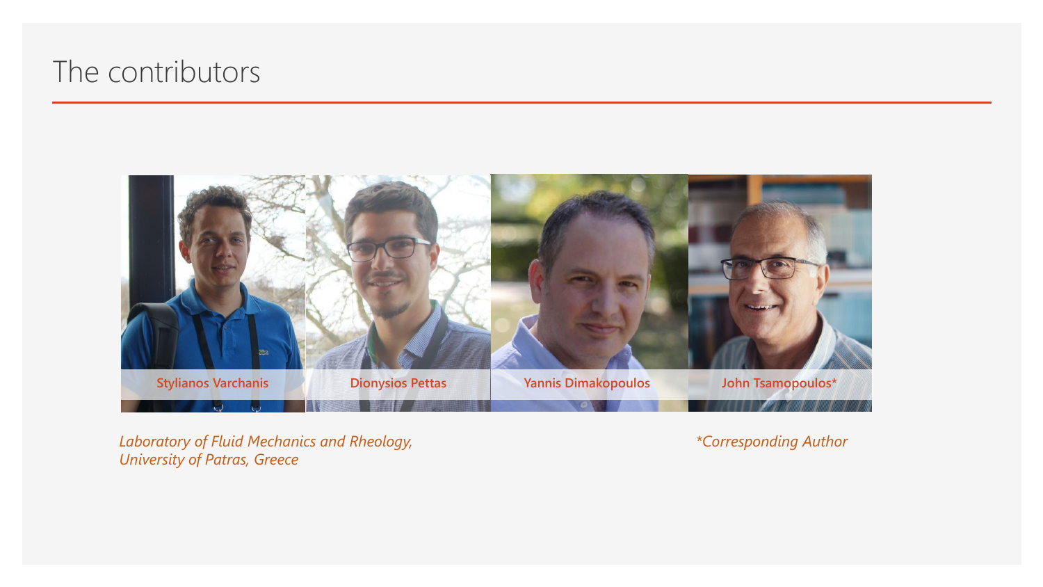# The contributors

**Stylianos Varchanis** | **Dionysios Pettas** | **Yannis Dimakopoulos** | **John Tsamopoulos***

*Laboratory of Fluid Mechanics and Rheology,*
*University of Patras, Greece*

**Corresponding Author*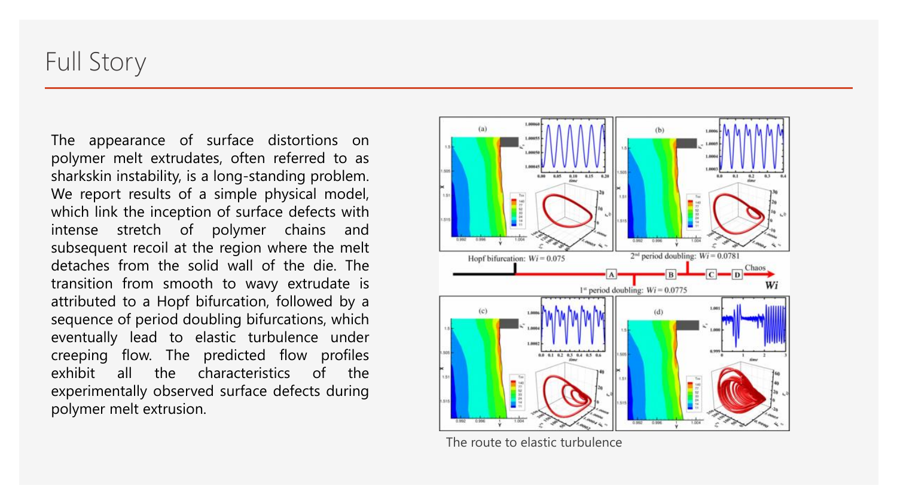# Full Story

The appearance of surface distortions on polymer melt extrudates, often referred to as sharkskin instability, is a long-standing problem. We report results of a simple physical model, which link the inception of surface defects with intense stretch of polymer chains and subsequent recoil at the region where the melt detaches from the solid wall of the die. The transition from smooth to wavy extrudate is attributed to a Hopf bifurcation, followed by a sequence of period doubling bifurcations, which eventually lead to elastic turbulence under creeping flow. The predicted flow profiles exhibit all the characteristics of the experimentally observed surface defects during polymer melt extrusion.

The route to elastic turbulence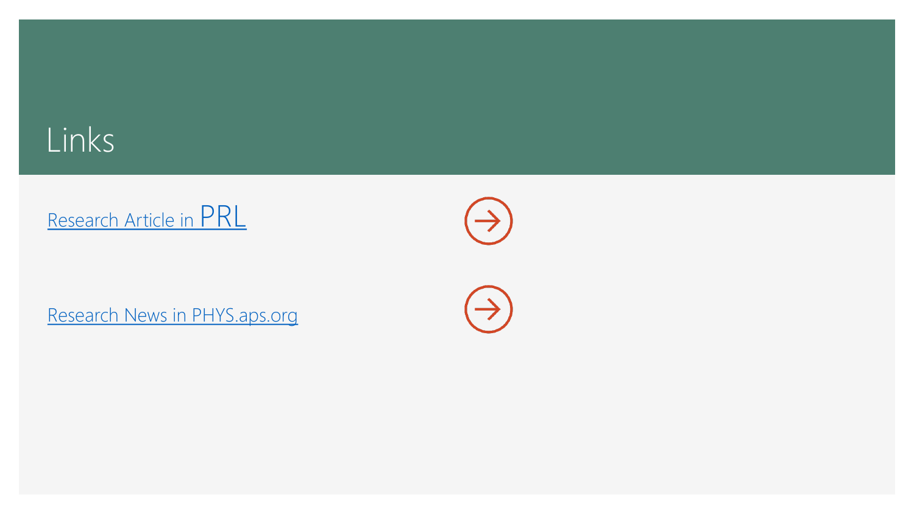# Links

Research Article in PRL

Research News in PHYS.aps.org